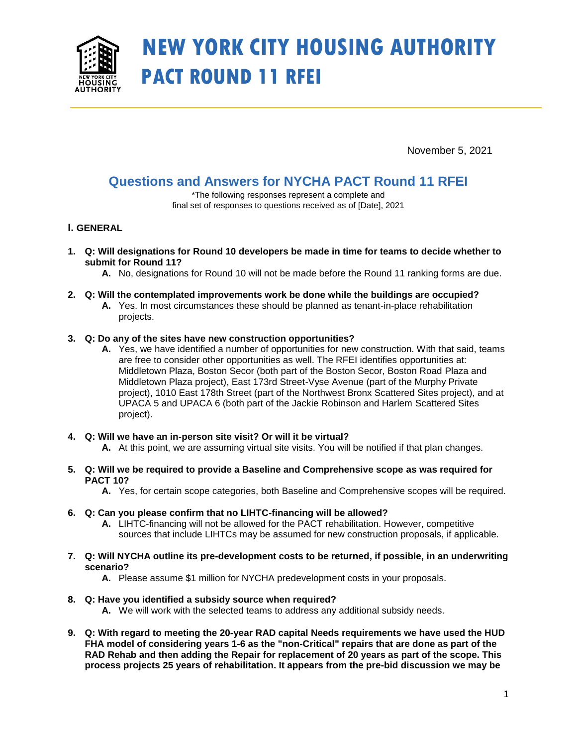# NEW YORK CITY HOUSING AUTHORITY
# PACT ROUND 11 RFEI

November 5, 2021

## Questions and Answers for NYCHA PACT Round 11 RFEI

*The following responses represent a complete and final set of responses to questions received as of [Date], 2021

### I. GENERAL

1. **Q: Will designations for Round 10 developers be made in time for teams to decide whether to submit for Round 11?**
   - **A.** No, designations for Round 10 will not be made before the Round 11 ranking forms are due.

2. **Q: Will the contemplated improvements work be done while the buildings are occupied?**
   - **A.** Yes. In most circumstances these should be planned as tenant-in-place rehabilitation projects.

3. **Q: Do any of the sites have new construction opportunities?**
   - **A.** Yes, we have identified a number of opportunities for new construction. With that said, teams are free to consider other opportunities as well. The RFEI identifies opportunities at: Middletown Plaza, Boston Secor (both part of the Boston Secor, Boston Road Plaza and Middletown Plaza project), East 173rd Street-Vyse Avenue (part of the Murphy Private project), 1010 East 178th Street (part of the Northwest Bronx Scattered Sites project), and at UPACA 5 and UPACA 6 (both part of the Jackie Robinson and Harlem Scattered Sites project).

4. **Q: Will we have an in-person site visit? Or will it be virtual?**
   - **A.** At this point, we are assuming virtual site visits. You will be notified if that plan changes.

5. **Q: Will we be required to provide a Baseline and Comprehensive scope as was required for PACT 10?**
   - **A.** Yes, for certain scope categories, both Baseline and Comprehensive scopes will be required.

6. **Q: Can you please confirm that no LIHTC-financing will be allowed?**
   - **A.** LIHTC-financing will not be allowed for the PACT rehabilitation. However, competitive sources that include LIHTCs may be assumed for new construction proposals, if applicable.

7. **Q: Will NYCHA outline its pre-development costs to be returned, if possible, in an underwriting scenario?**
   - **A.** Please assume $1 million for NYCHA predevelopment costs in your proposals.

8. **Q: Have you identified a subsidy source when required?**
   - **A.** We will work with the selected teams to address any additional subsidy needs.

9. **Q: With regard to meeting the 20-year RAD capital Needs requirements we have used the HUD FHA model of considering years 1-6 as the "non-Critical" repairs that are done as part of the RAD Rehab and then adding the Repair for replacement of 20 years as part of the scope. This process projects 25 years of rehabilitation. It appears from the pre-bid discussion we may be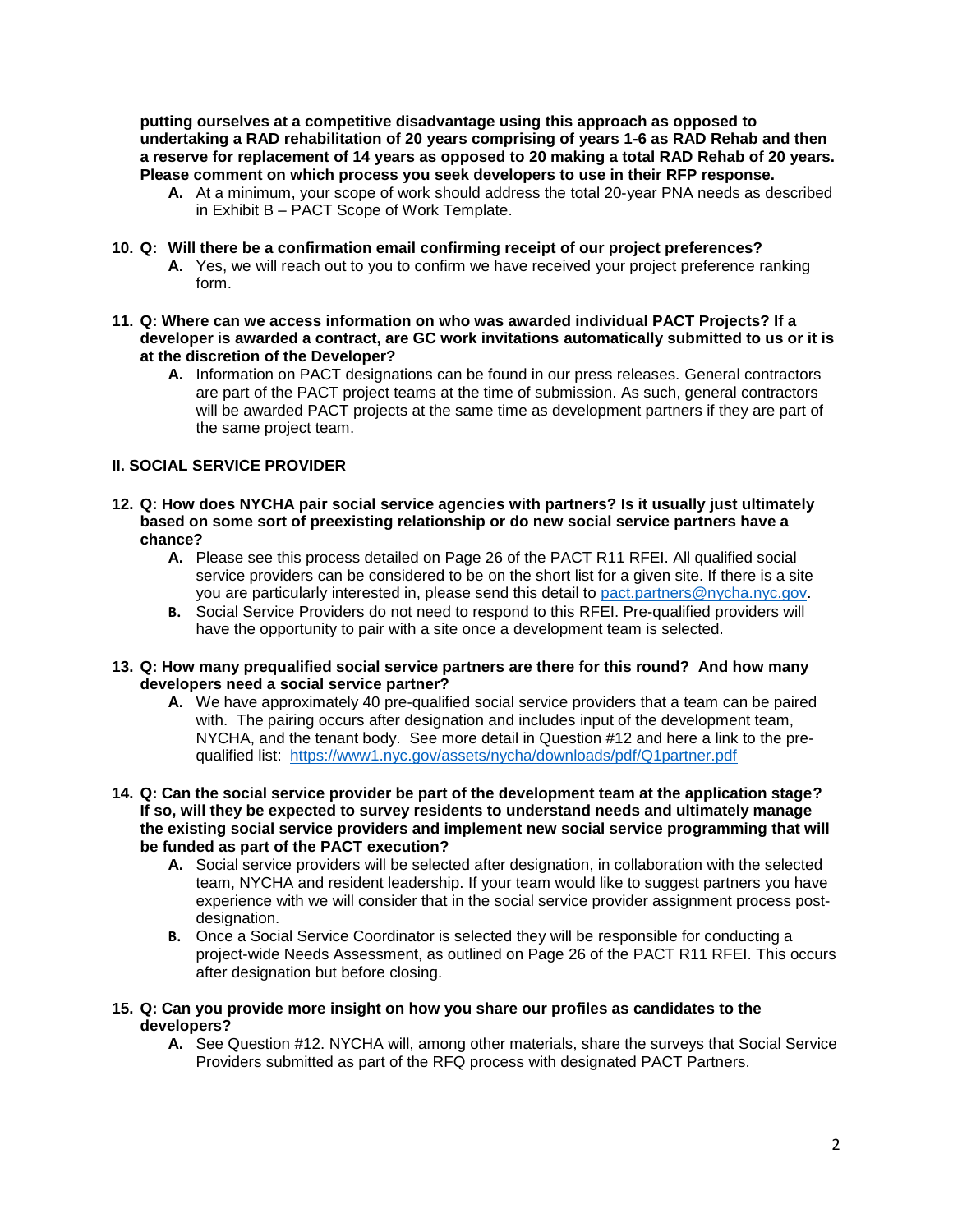**putting ourselves at a competitive disadvantage using this approach as opposed to undertaking a RAD rehabilitation of 20 years comprising of years 1-6 as RAD Rehab and then a reserve for replacement of 14 years as opposed to 20 making a total RAD Rehab of 20 years. Please comment on which process you seek developers to use in their RFP response.**

   - **A.** At a minimum, your scope of work should address the total 20-year PNA needs as described in Exhibit B – PACT Scope of Work Template.

10. **Q: Will there be a confirmation email confirming receipt of our project preferences?**
    - **A.** Yes, we will reach out to you to confirm we have received your project preference ranking form.

11. **Q: Where can we access information on who was awarded individual PACT Projects? If a developer is awarded a contract, are GC work invitations automatically submitted to us or it is at the discretion of the Developer?**
    - **A.** Information on PACT designations can be found in our press releases. General contractors are part of the PACT project teams at the time of submission. As such, general contractors will be awarded PACT projects at the same time as development partners if they are part of the same project team.

## II. SOCIAL SERVICE PROVIDER

12. **Q: How does NYCHA pair social service agencies with partners? Is it usually just ultimately based on some sort of preexisting relationship or do new social service partners have a chance?**
    - **A.** Please see this process detailed on Page 26 of the PACT R11 RFEI. All qualified social service providers can be considered to be on the short list for a given site. If there is a site you are particularly interested in, please send this detail to pact.partners@nycha.nyc.gov.
    - **B.** Social Service Providers do not need to respond to this RFEI. Pre-qualified providers will have the opportunity to pair with a site once a development team is selected.

13. **Q: How many prequalified social service partners are there for this round? And how many developers need a social service partner?**
    - **A.** We have approximately 40 pre-qualified social service providers that a team can be paired with. The pairing occurs after designation and includes input of the development team, NYCHA, and the tenant body. See more detail in Question #12 and here a link to the pre-qualified list: https://www1.nyc.gov/assets/nycha/downloads/pdf/Q1partner.pdf

14. **Q: Can the social service provider be part of the development team at the application stage? If so, will they be expected to survey residents to understand needs and ultimately manage the existing social service providers and implement new social service programming that will be funded as part of the PACT execution?**
    - **A.** Social service providers will be selected after designation, in collaboration with the selected team, NYCHA and resident leadership. If your team would like to suggest partners you have experience with we will consider that in the social service provider assignment process post-designation.
    - **B.** Once a Social Service Coordinator is selected they will be responsible for conducting a project-wide Needs Assessment, as outlined on Page 26 of the PACT R11 RFEI. This occurs after designation but before closing.

15. **Q: Can you provide more insight on how you share our profiles as candidates to the developers?**
    - **A.** See Question #12. NYCHA will, among other materials, share the surveys that Social Service Providers submitted as part of the RFQ process with designated PACT Partners.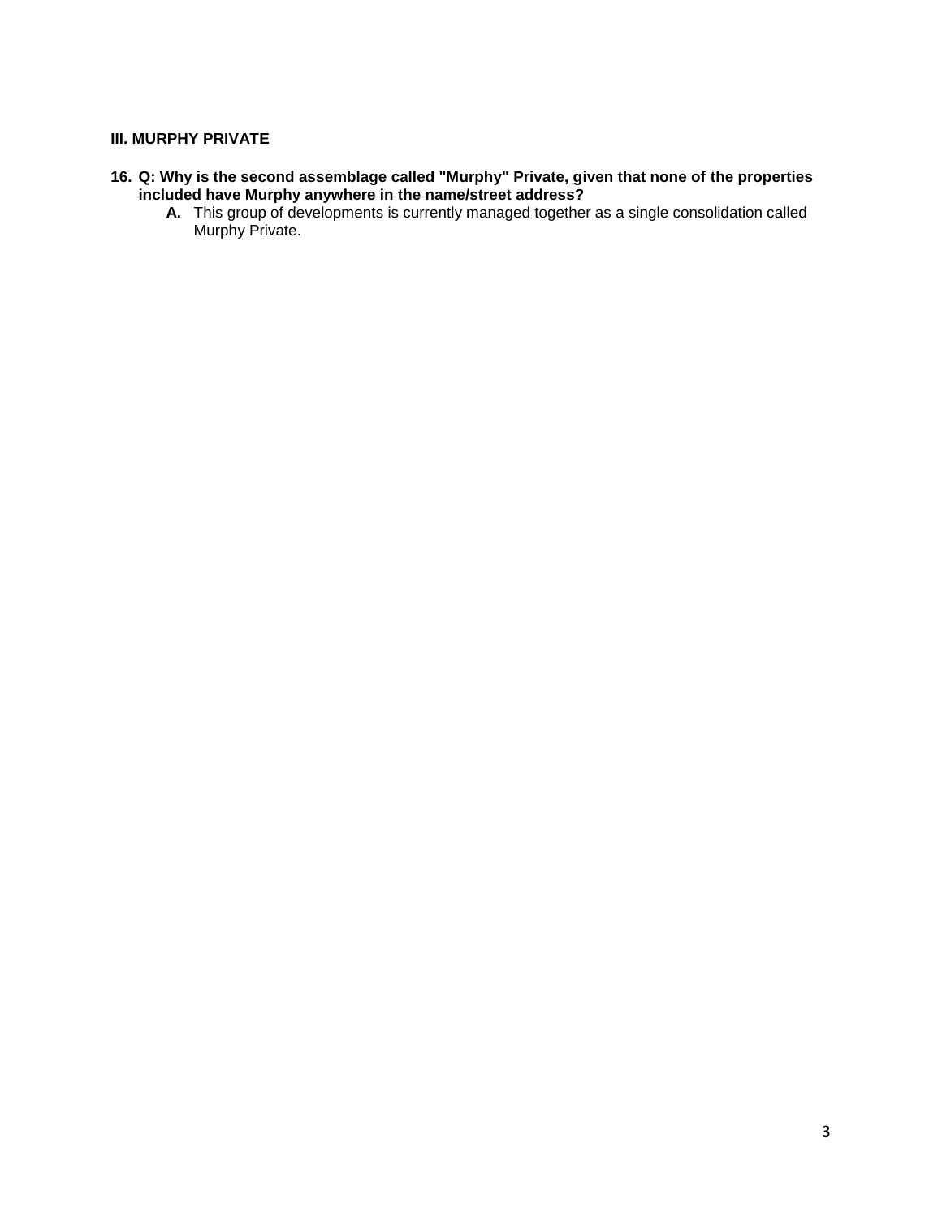### III. MURPHY PRIVATE

16. **Q: Why is the second assemblage called "Murphy" Private, given that none of the properties included have Murphy anywhere in the name/street address?**
    - **A.** This group of developments is currently managed together as a single consolidation called Murphy Private.